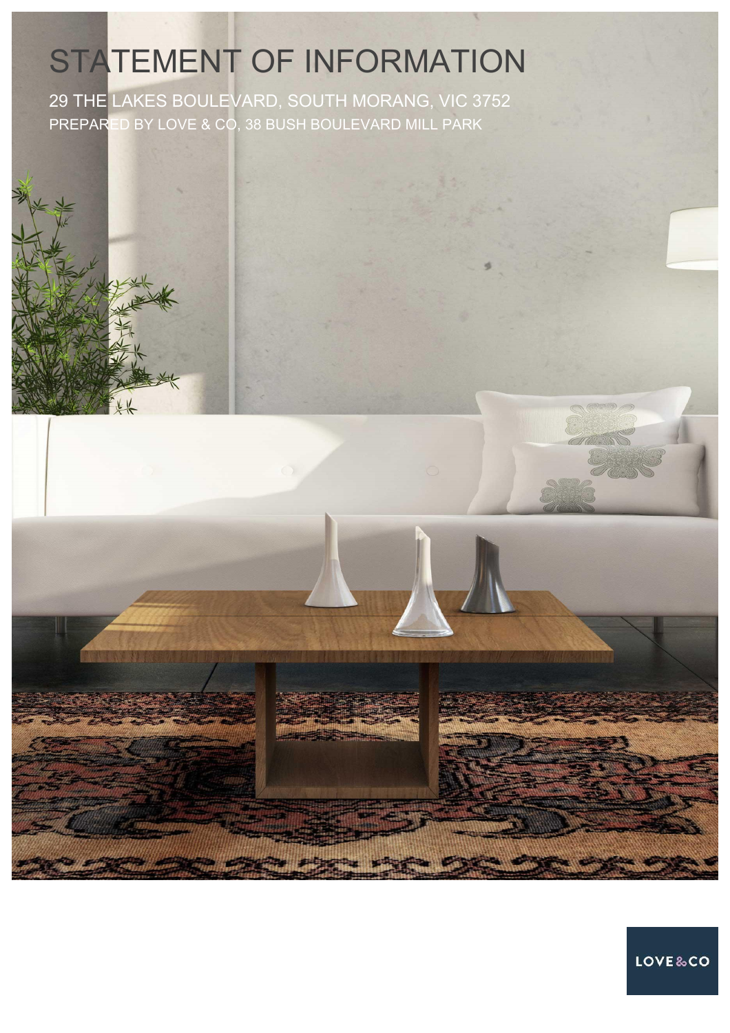# STATEMENT OF INFORMATION

29 THE LAKES BOULEVARD, SOUTH MORANG, VIC 3752

PREPARED BY LOVE & CO, 38 BUSH BOULEVARD MILL PARK

LOVE&CO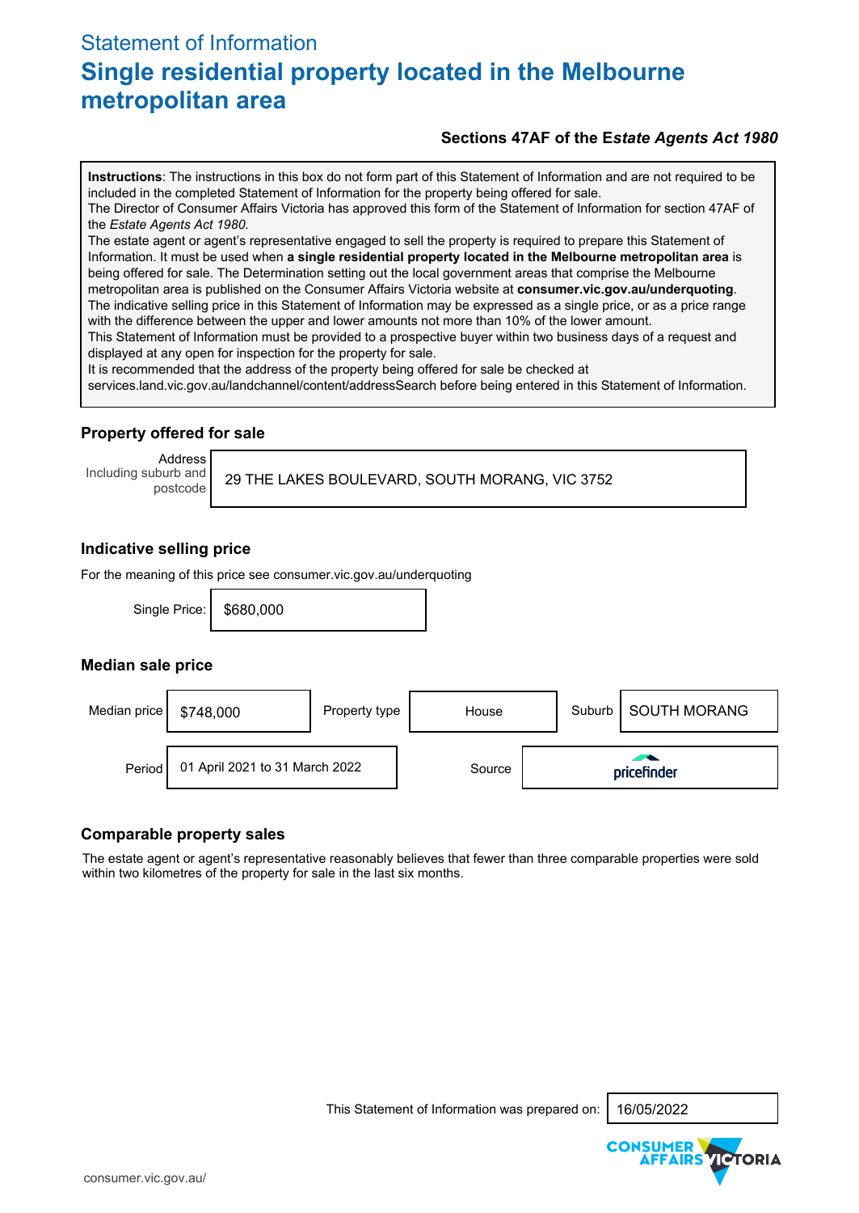# Statement of Information

## Single residential property located in the Melbourne metropolitan area

**Sections 47AF of the *Estate Agents Act 1980***

**Instructions**: The instructions in this box do not form part of this Statement of Information and are not required to be included in the completed Statement of Information for the property being offered for sale.
The Director of Consumer Affairs Victoria has approved this form of the Statement of Information for section 47AF of the *Estate Agents Act 1980.*
The estate agent or agent's representative engaged to sell the property is required to prepare this Statement of Information. It must be used when **a single residential property located in the Melbourne metropolitan area** is being offered for sale. The Determination setting out the local government areas that comprise the Melbourne metropolitan area is published on the Consumer Affairs Victoria website at **consumer.vic.gov.au/underquoting**.
The indicative selling price in this Statement of Information may be expressed as a single price, or as a price range with the difference between the upper and lower amounts not more than 10% of the lower amount.
This Statement of Information must be provided to a prospective buyer within two business days of a request and displayed at any open for inspection for the property for sale.
It is recommended that the address of the property being offered for sale be checked at services.land.vic.gov.au/landchannel/content/addressSearch before being entered in this Statement of Information.

### Property offered for sale

| | |
|---|---|
| Address Including suburb and postcode | 29 THE LAKES BOULEVARD, SOUTH MORANG, VIC 3752 |

### Indicative selling price

For the meaning of this price see consumer.vic.gov.au/underquoting

| | |
|---|---|
| Single Price: | $680,000 |

### Median sale price

| | | | | | |
|---|---|---|---|---|---|
| Median price | $748,000 | Property type | House | Suburb | SOUTH MORANG |
| Period | 01 April 2021 to 31 March 2022 | Source | pricefinder | | |

### Comparable property sales

The estate agent or agent's representative reasonably believes that fewer than three comparable properties were sold within two kilometres of the property for sale in the last six months.

This Statement of Information was prepared on: 16/05/2022